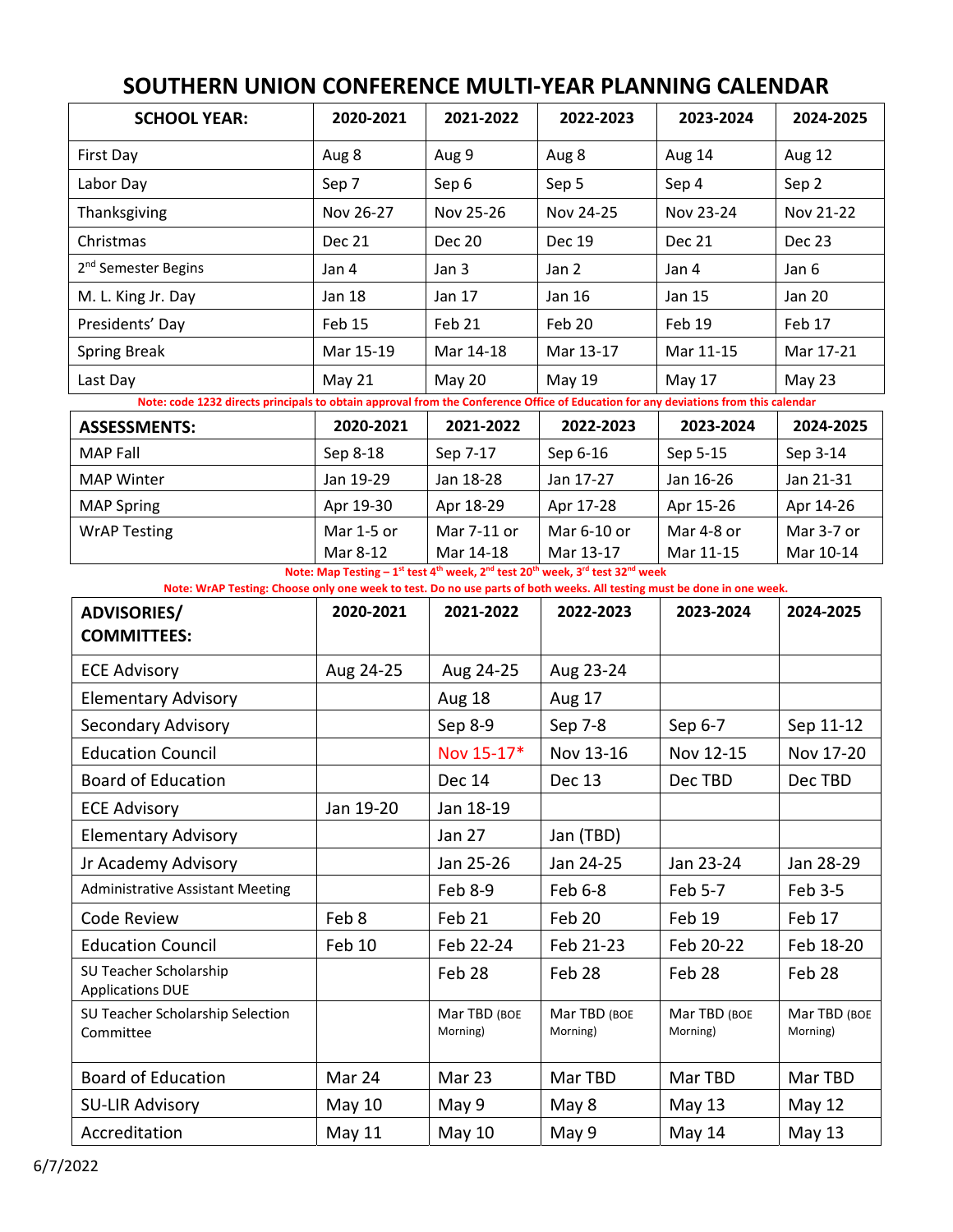# SOUTHERN UNION CONFERENCE MULTI-YEAR PLANNING CALENDAR

| SCHOOL YEAR: | 2020-2021 | 2021-2022 | 2022-2023 | 2023-2024 | 2024-2025 |
|---|---|---|---|---|---|
| First Day | Aug 8 | Aug 9 | Aug 8 | Aug 14 | Aug 12 |
| Labor Day | Sep 7 | Sep 6 | Sep 5 | Sep 4 | Sep 2 |
| Thanksgiving | Nov 26-27 | Nov 25-26 | Nov 24-25 | Nov 23-24 | Nov 21-22 |
| Christmas | Dec 21 | Dec 20 | Dec 19 | Dec 21 | Dec 23 |
| 2nd Semester Begins | Jan 4 | Jan 3 | Jan 2 | Jan 4 | Jan 6 |
| M. L. King Jr. Day | Jan 18 | Jan 17 | Jan 16 | Jan 15 | Jan 20 |
| Presidents' Day | Feb 15 | Feb 21 | Feb 20 | Feb 19 | Feb 17 |
| Spring Break | Mar 15-19 | Mar 14-18 | Mar 13-17 | Mar 11-15 | Mar 17-21 |
| Last Day | May 21 | May 20 | May 19 | May 17 | May 23 |

Note: code 1232 directs principals to obtain approval from the Conference Office of Education for any deviations from this calendar

| ASSESSMENTS: | 2020-2021 | 2021-2022 | 2022-2023 | 2023-2024 | 2024-2025 |
|---|---|---|---|---|---|
| MAP Fall | Sep 8-18 | Sep 7-17 | Sep 6-16 | Sep 5-15 | Sep 3-14 |
| MAP Winter | Jan 19-29 | Jan 18-28 | Jan 17-27 | Jan 16-26 | Jan 21-31 |
| MAP Spring | Apr 19-30 | Apr 18-29 | Apr 17-28 | Apr 15-26 | Apr 14-26 |
| WrAP Testing | Mar 1-5 or Mar 8-12 | Mar 7-11 or Mar 14-18 | Mar 6-10 or Mar 13-17 | Mar 4-8 or Mar 11-15 | Mar 3-7 or Mar 10-14 |

Note: Map Testing – 1st test 4th week, 2nd test 20th week, 3rd test 32nd week

Note: WrAP Testing: Choose only one week to test. Do no use parts of both weeks. All testing must be done in one week.

| ADVISORIES/ COMMITTEES: | 2020-2021 | 2021-2022 | 2022-2023 | 2023-2024 | 2024-2025 |
|---|---|---|---|---|---|
| ECE Advisory | Aug 24-25 | Aug 24-25 | Aug 23-24 | | |
| Elementary Advisory | | Aug 18 | Aug 17 | | |
| Secondary Advisory | | Sep 8-9 | Sep 7-8 | Sep 6-7 | Sep 11-12 |
| Education Council | | Nov 15-17* | Nov 13-16 | Nov 12-15 | Nov 17-20 |
| Board of Education | | Dec 14 | Dec 13 | Dec TBD | Dec TBD |
| ECE Advisory | Jan 19-20 | Jan 18-19 | | | |
| Elementary Advisory | | Jan 27 | Jan (TBD) | | |
| Jr Academy Advisory | | Jan 25-26 | Jan 24-25 | Jan 23-24 | Jan 28-29 |
| Administrative Assistant Meeting | | Feb 8-9 | Feb 6-8 | Feb 5-7 | Feb 3-5 |
| Code Review | Feb 8 | Feb 21 | Feb 20 | Feb 19 | Feb 17 |
| Education Council | Feb 10 | Feb 22-24 | Feb 21-23 | Feb 20-22 | Feb 18-20 |
| SU Teacher Scholarship Applications DUE | | Feb 28 | Feb 28 | Feb 28 | Feb 28 |
| SU Teacher Scholarship Selection Committee | | Mar TBD (BOE Morning) | Mar TBD (BOE Morning) | Mar TBD (BOE Morning) | Mar TBD (BOE Morning) |
| Board of Education | Mar 24 | Mar 23 | Mar TBD | Mar TBD | Mar TBD |
| SU-LIR Advisory | May 10 | May 9 | May 8 | May 13 | May 12 |
| Accreditation | May 11 | May 10 | May 9 | May 14 | May 13 |

6/7/2022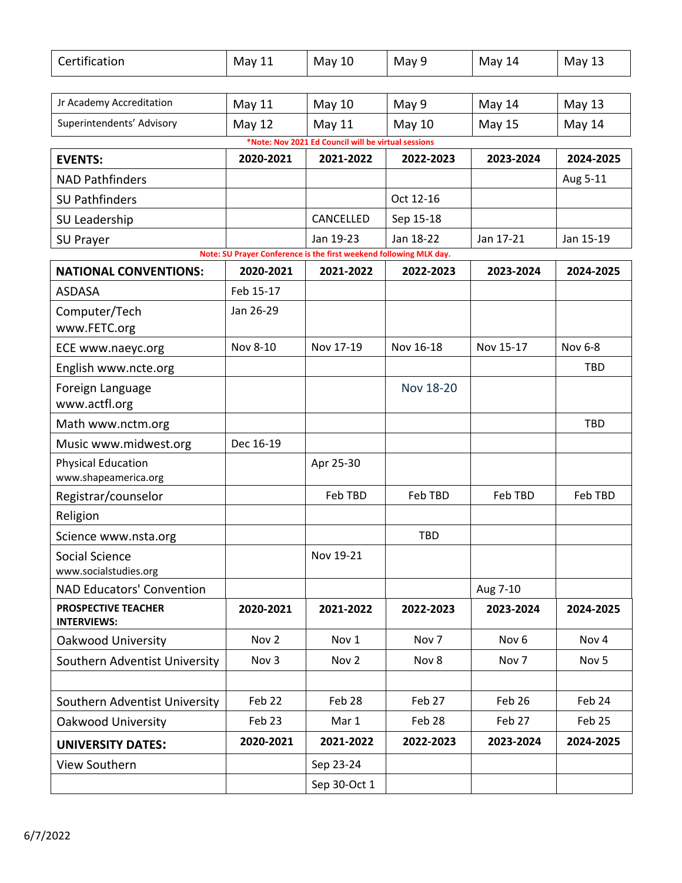| | | | | | |
|---|---|---|---|---|---|
| Certification | May 11 | May 10 | May 9 | May 14 | May 13 |

| | | | | | |
|---|---|---|---|---|---|
| Jr Academy Accreditation | May 11 | May 10 | May 9 | May 14 | May 13 |
| Superintendents' Advisory | May 12 | May 11 | May 10 | May 15 | May 14 |

*Note: Nov 2021 Ed Council will be virtual sessions

| EVENTS: | 2020-2021 | 2021-2022 | 2022-2023 | 2023-2024 | 2024-2025 |
|---|---|---|---|---|---|
| NAD Pathfinders | | | | | Aug 5-11 |
| SU Pathfinders | | | Oct 12-16 | | |
| SU Leadership | | CANCELLED | Sep 15-18 | | |
| SU Prayer | | Jan 19-23 | Jan 18-22 | Jan 17-21 | Jan 15-19 |

Note: SU Prayer Conference is the first weekend following MLK day.

| NATIONAL CONVENTIONS: | 2020-2021 | 2021-2022 | 2022-2023 | 2023-2024 | 2024-2025 |
|---|---|---|---|---|---|
| ASDASA | Feb 15-17 | | | | |
| Computer/Tech www.FETC.org | Jan 26-29 | | | | |
| ECE www.naeyc.org | Nov 8-10 | Nov 17-19 | Nov 16-18 | Nov 15-17 | Nov 6-8 |
| English www.ncte.org | | | | | TBD |
| Foreign Language www.actfl.org | | | Nov 18-20 | | |
| Math www.nctm.org | | | | | TBD |
| Music www.midwest.org | Dec 16-19 | | | | |
| Physical Education www.shapeamerica.org | | Apr 25-30 | | | |
| Registrar/counselor | | Feb TBD | Feb TBD | Feb TBD | Feb TBD |
| Religion | | | | | |
| Science www.nsta.org | | | TBD | | |
| Social Science www.socialstudies.org | | Nov 19-21 | | | |
| NAD Educators' Convention | | | | Aug 7-10 | |
| **PROSPECTIVE TEACHER INTERVIEWS:** | **2020-2021** | **2021-2022** | **2022-2023** | **2023-2024** | **2024-2025** |
| Oakwood University | Nov 2 | Nov 1 | Nov 7 | Nov 6 | Nov 4 |
| Southern Adventist University | Nov 3 | Nov 2 | Nov 8 | Nov 7 | Nov 5 |
| | | | | | |
| Southern Adventist University | Feb 22 | Feb 28 | Feb 27 | Feb 26 | Feb 24 |
| Oakwood University | Feb 23 | Mar 1 | Feb 28 | Feb 27 | Feb 25 |
| **UNIVERSITY DATES:** | **2020-2021** | **2021-2022** | **2022-2023** | **2023-2024** | **2024-2025** |
| View Southern | | Sep 23-24 | | | |
| | | Sep 30-Oct 1 | | | |

6/7/2022